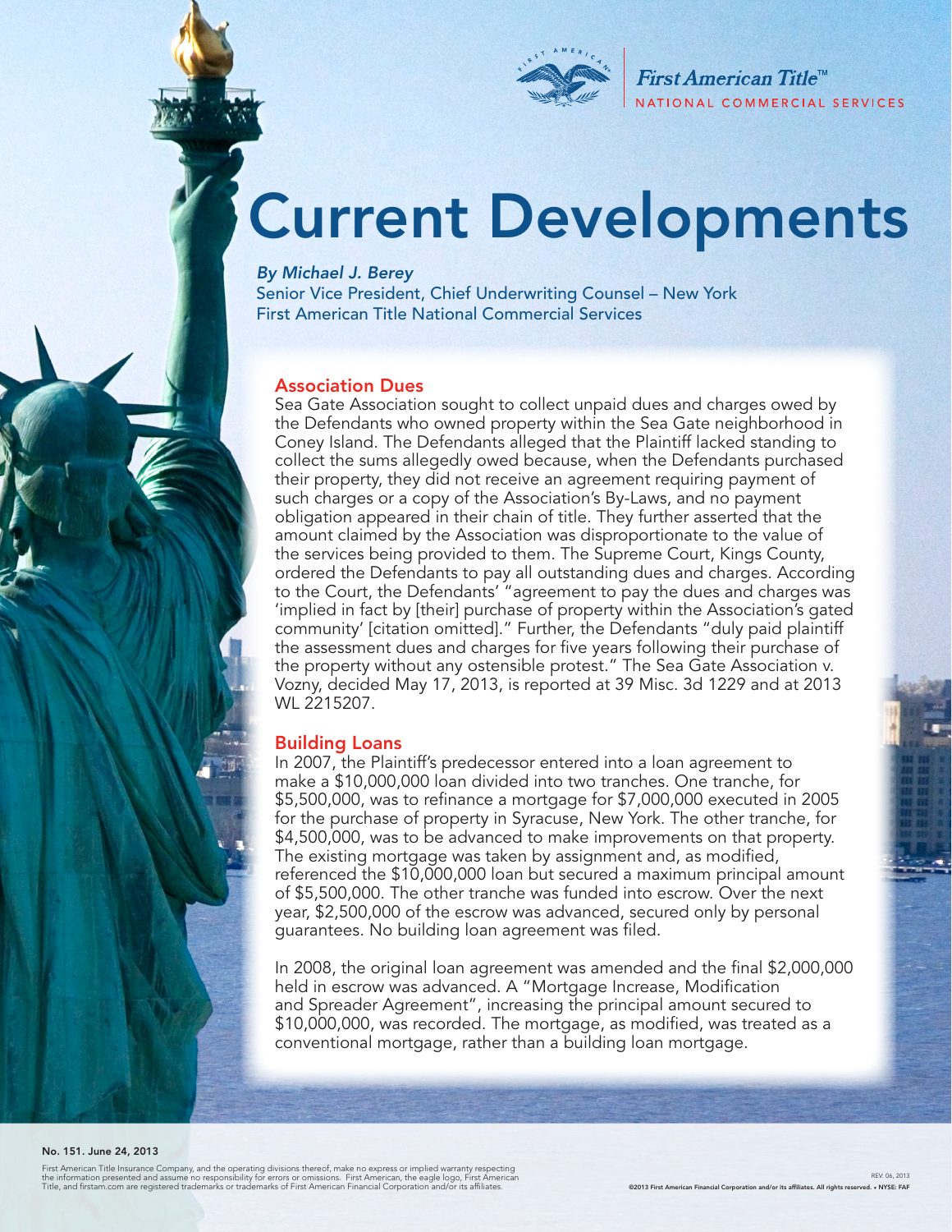First American Title™
NATIONAL COMMERCIAL SERVICES

# Current Developments

*By Michael J. Berey*
Senior Vice President, Chief Underwriting Counsel – New York
First American Title National Commercial Services

## Association Dues

Sea Gate Association sought to collect unpaid dues and charges owed by the Defendants who owned property within the Sea Gate neighborhood in Coney Island. The Defendants alleged that the Plaintiff lacked standing to collect the sums allegedly owed because, when the Defendants purchased their property, they did not receive an agreement requiring payment of such charges or a copy of the Association's By-Laws, and no payment obligation appeared in their chain of title. They further asserted that the amount claimed by the Association was disproportionate to the value of the services being provided to them. The Supreme Court, Kings County, ordered the Defendants to pay all outstanding dues and charges. According to the Court, the Defendants' "agreement to pay the dues and charges was 'implied in fact by [their] purchase of property within the Association's gated community' [citation omitted]." Further, the Defendants "duly paid plaintiff the assessment dues and charges for five years following their purchase of the property without any ostensible protest." The Sea Gate Association v. Vozny, decided May 17, 2013, is reported at 39 Misc. 3d 1229 and at 2013 WL 2215207.

## Building Loans

In 2007, the Plaintiff's predecessor entered into a loan agreement to make a $10,000,000 loan divided into two tranches. One tranche, for $5,500,000, was to refinance a mortgage for $7,000,000 executed in 2005 for the purchase of property in Syracuse, New York. The other tranche, for $4,500,000, was to be advanced to make improvements on that property. The existing mortgage was taken by assignment and, as modified, referenced the $10,000,000 loan but secured a maximum principal amount of $5,500,000. The other tranche was funded into escrow. Over the next year, $2,500,000 of the escrow was advanced, secured only by personal guarantees. No building loan agreement was filed.

In 2008, the original loan agreement was amended and the final $2,000,000 held in escrow was advanced. A "Mortgage Increase, Modification and Spreader Agreement", increasing the principal amount secured to $10,000,000, was recorded. The mortgage, as modified, was treated as a conventional mortgage, rather than a building loan mortgage.

No. 151. June 24, 2013

First American Title Insurance Company, and the operating divisions thereof, make no express or implied warranty respecting the information presented and assume no responsibility for errors or omissions. First American, the eagle logo, First American Title, and firstam.com are registered trademarks or trademarks of First American Financial Corporation and/or its affiliates.

REV. 06, 2013
©2013 First American Financial Corporation and/or its affiliates. All rights reserved. • NYSE: FAF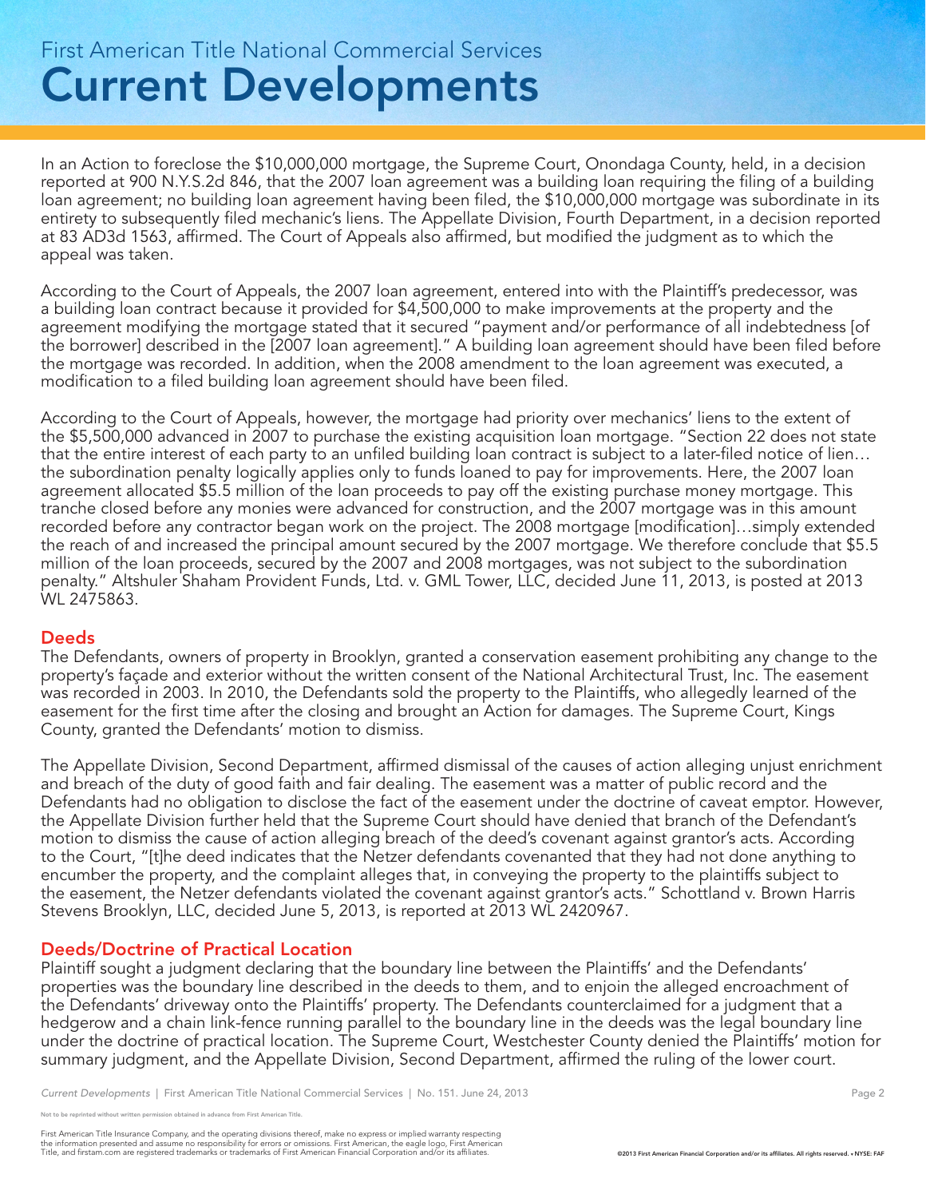In an Action to foreclose the $10,000,000 mortgage, the Supreme Court, Onondaga County, held, in a decision reported at 900 N.Y.S.2d 846, that the 2007 loan agreement was a building loan requiring the filing of a building loan agreement; no building loan agreement having been filed, the $10,000,000 mortgage was subordinate in its entirety to subsequently filed mechanic's liens. The Appellate Division, Fourth Department, in a decision reported at 83 AD3d 1563, affirmed. The Court of Appeals also affirmed, but modified the judgment as to which the appeal was taken.

According to the Court of Appeals, the 2007 loan agreement, entered into with the Plaintiff's predecessor, was a building loan contract because it provided for $4,500,000 to make improvements at the property and the agreement modifying the mortgage stated that it secured "payment and/or performance of all indebtedness [of the borrower] described in the [2007 loan agreement]." A building loan agreement should have been filed before the mortgage was recorded. In addition, when the 2008 amendment to the loan agreement was executed, a modification to a filed building loan agreement should have been filed.

According to the Court of Appeals, however, the mortgage had priority over mechanics' liens to the extent of the $5,500,000 advanced in 2007 to purchase the existing acquisition loan mortgage. "Section 22 does not state that the entire interest of each party to an unfiled building loan contract is subject to a later-filed notice of lien… the subordination penalty logically applies only to funds loaned to pay for improvements. Here, the 2007 loan agreement allocated $5.5 million of the loan proceeds to pay off the existing purchase money mortgage. This tranche closed before any monies were advanced for construction, and the 2007 mortgage was in this amount recorded before any contractor began work on the project. The 2008 mortgage [modification]…simply extended the reach of and increased the principal amount secured by the 2007 mortgage. We therefore conclude that $5.5 million of the loan proceeds, secured by the 2007 and 2008 mortgages, was not subject to the subordination penalty." Altshuler Shaham Provident Funds, Ltd. v. GML Tower, LLC, decided June 11, 2013, is posted at 2013 WL 2475863.

## Deeds

The Defendants, owners of property in Brooklyn, granted a conservation easement prohibiting any change to the property's façade and exterior without the written consent of the National Architectural Trust, Inc. The easement was recorded in 2003. In 2010, the Defendants sold the property to the Plaintiffs, who allegedly learned of the easement for the first time after the closing and brought an Action for damages. The Supreme Court, Kings County, granted the Defendants' motion to dismiss.

The Appellate Division, Second Department, affirmed dismissal of the causes of action alleging unjust enrichment and breach of the duty of good faith and fair dealing. The easement was a matter of public record and the Defendants had no obligation to disclose the fact of the easement under the doctrine of caveat emptor. However, the Appellate Division further held that the Supreme Court should have denied that branch of the Defendant's motion to dismiss the cause of action alleging breach of the deed's covenant against grantor's acts. According to the Court, "[t]he deed indicates that the Netzer defendants covenanted that they had not done anything to encumber the property, and the complaint alleges that, in conveying the property to the plaintiffs subject to the easement, the Netzer defendants violated the covenant against grantor's acts." Schottland v. Brown Harris Stevens Brooklyn, LLC, decided June 5, 2013, is reported at 2013 WL 2420967.

## Deeds/Doctrine of Practical Location

Plaintiff sought a judgment declaring that the boundary line between the Plaintiffs' and the Defendants' properties was the boundary line described in the deeds to them, and to enjoin the alleged encroachment of the Defendants' driveway onto the Plaintiffs' property. The Defendants counterclaimed for a judgment that a hedgerow and a chain link-fence running parallel to the boundary line in the deeds was the legal boundary line under the doctrine of practical location. The Supreme Court, Westchester County denied the Plaintiffs' motion for summary judgment, and the Appellate Division, Second Department, affirmed the ruling of the lower court.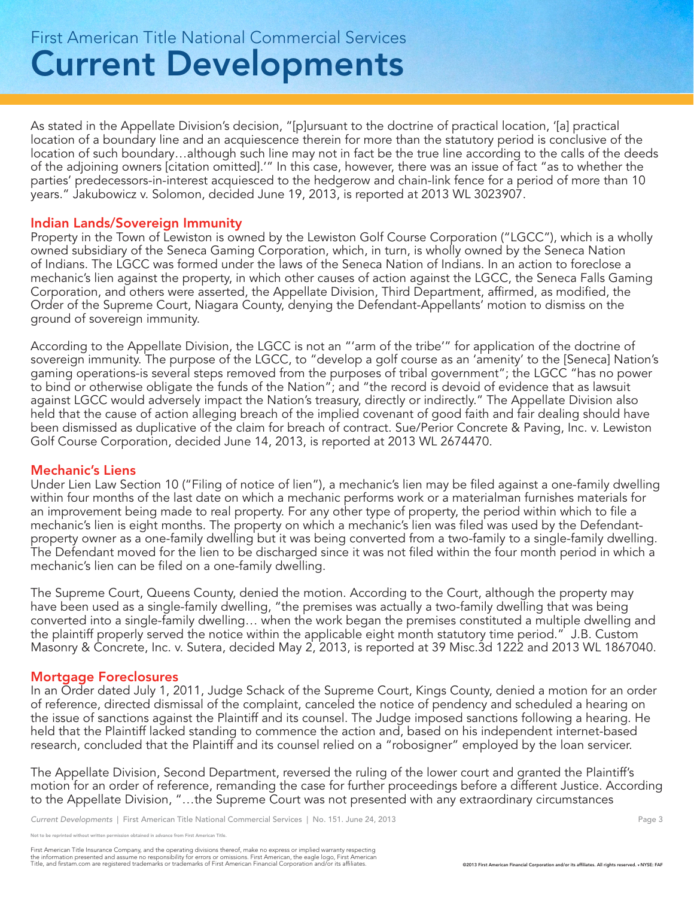As stated in the Appellate Division's decision, "[p]ursuant to the doctrine of practical location, '[a] practical location of a boundary line and an acquiescence therein for more than the statutory period is conclusive of the location of such boundary…although such line may not in fact be the true line according to the calls of the deeds of the adjoining owners [citation omitted].'" In this case, however, there was an issue of fact "as to whether the parties' predecessors-in-interest acquiesced to the hedgerow and chain-link fence for a period of more than 10 years." Jakubowicz v. Solomon, decided June 19, 2013, is reported at 2013 WL 3023907.

## Indian Lands/Sovereign Immunity

Property in the Town of Lewiston is owned by the Lewiston Golf Course Corporation ("LGCC"), which is a wholly owned subsidiary of the Seneca Gaming Corporation, which, in turn, is wholly owned by the Seneca Nation of Indians. The LGCC was formed under the laws of the Seneca Nation of Indians. In an action to foreclose a mechanic's lien against the property, in which other causes of action against the LGCC, the Seneca Falls Gaming Corporation, and others were asserted, the Appellate Division, Third Department, affirmed, as modified, the Order of the Supreme Court, Niagara County, denying the Defendant-Appellants' motion to dismiss on the ground of sovereign immunity.

According to the Appellate Division, the LGCC is not an "'arm of the tribe'" for application of the doctrine of sovereign immunity. The purpose of the LGCC, to "develop a golf course as an 'amenity' to the [Seneca] Nation's gaming operations-is several steps removed from the purposes of tribal government"; the LGCC "has no power to bind or otherwise obligate the funds of the Nation"; and "the record is devoid of evidence that as lawsuit against LGCC would adversely impact the Nation's treasury, directly or indirectly." The Appellate Division also held that the cause of action alleging breach of the implied covenant of good faith and fair dealing should have been dismissed as duplicative of the claim for breach of contract. Sue/Perior Concrete & Paving, Inc. v. Lewiston Golf Course Corporation, decided June 14, 2013, is reported at 2013 WL 2674470.

## Mechanic's Liens

Under Lien Law Section 10 ("Filing of notice of lien"), a mechanic's lien may be filed against a one-family dwelling within four months of the last date on which a mechanic performs work or a materialman furnishes materials for an improvement being made to real property. For any other type of property, the period within which to file a mechanic's lien is eight months. The property on which a mechanic's lien was filed was used by the Defendant-property owner as a one-family dwelling but it was being converted from a two-family to a single-family dwelling. The Defendant moved for the lien to be discharged since it was not filed within the four month period in which a mechanic's lien can be filed on a one-family dwelling.

The Supreme Court, Queens County, denied the motion. According to the Court, although the property may have been used as a single-family dwelling, "the premises was actually a two-family dwelling that was being converted into a single-family dwelling… when the work began the premises constituted a multiple dwelling and the plaintiff properly served the notice within the applicable eight month statutory time period." J.B. Custom Masonry & Concrete, Inc. v. Sutera, decided May 2, 2013, is reported at 39 Misc.3d 1222 and 2013 WL 1867040.

## Mortgage Foreclosures

In an Order dated July 1, 2011, Judge Schack of the Supreme Court, Kings County, denied a motion for an order of reference, directed dismissal of the complaint, canceled the notice of pendency and scheduled a hearing on the issue of sanctions against the Plaintiff and its counsel. The Judge imposed sanctions following a hearing. He held that the Plaintiff lacked standing to commence the action and, based on his independent internet-based research, concluded that the Plaintiff and its counsel relied on a "robosigner" employed by the loan servicer.

The Appellate Division, Second Department, reversed the ruling of the lower court and granted the Plaintiff's motion for an order of reference, remanding the case for further proceedings before a different Justice. According to the Appellate Division, "…the Supreme Court was not presented with any extraordinary circumstances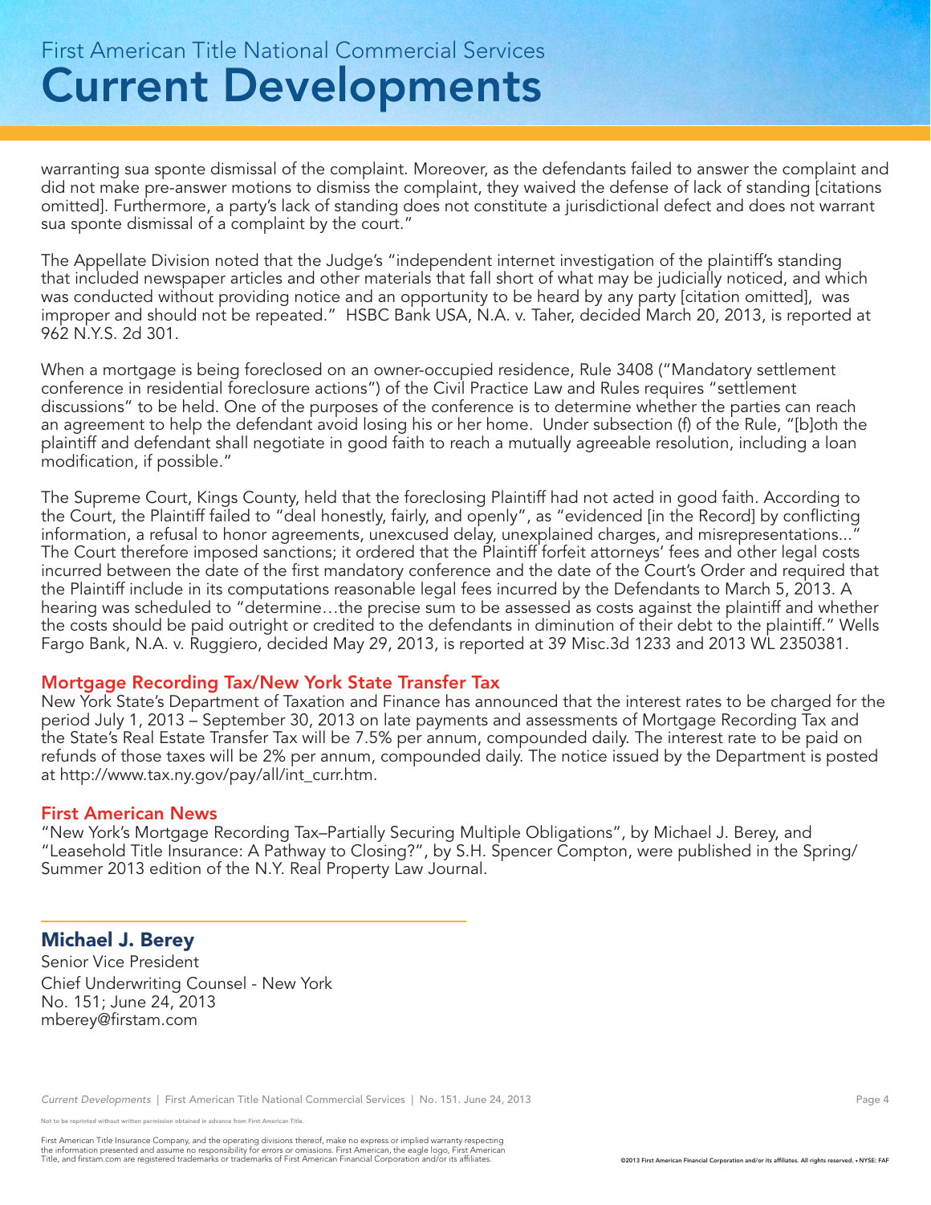warranting sua sponte dismissal of the complaint. Moreover, as the defendants failed to answer the complaint and did not make pre-answer motions to dismiss the complaint, they waived the defense of lack of standing [citations omitted]. Furthermore, a party's lack of standing does not constitute a jurisdictional defect and does not warrant sua sponte dismissal of a complaint by the court."

The Appellate Division noted that the Judge's "independent internet investigation of the plaintiff's standing that included newspaper articles and other materials that fall short of what may be judicially noticed, and which was conducted without providing notice and an opportunity to be heard by any party [citation omitted], was improper and should not be repeated." HSBC Bank USA, N.A. v. Taher, decided March 20, 2013, is reported at 962 N.Y.S. 2d 301.

When a mortgage is being foreclosed on an owner-occupied residence, Rule 3408 ("Mandatory settlement conference in residential foreclosure actions") of the Civil Practice Law and Rules requires "settlement discussions" to be held. One of the purposes of the conference is to determine whether the parties can reach an agreement to help the defendant avoid losing his or her home. Under subsection (f) of the Rule, "[b]oth the plaintiff and defendant shall negotiate in good faith to reach a mutually agreeable resolution, including a loan modification, if possible."

The Supreme Court, Kings County, held that the foreclosing Plaintiff had not acted in good faith. According to the Court, the Plaintiff failed to "deal honestly, fairly, and openly", as "evidenced [in the Record] by conflicting information, a refusal to honor agreements, unexcused delay, unexplained charges, and misrepresentations..." The Court therefore imposed sanctions; it ordered that the Plaintiff forfeit attorneys' fees and other legal costs incurred between the date of the first mandatory conference and the date of the Court's Order and required that the Plaintiff include in its computations reasonable legal fees incurred by the Defendants to March 5, 2013. A hearing was scheduled to "determine…the precise sum to be assessed as costs against the plaintiff and whether the costs should be paid outright or credited to the defendants in diminution of their debt to the plaintiff." Wells Fargo Bank, N.A. v. Ruggiero, decided May 29, 2013, is reported at 39 Misc.3d 1233 and 2013 WL 2350381.

## Mortgage Recording Tax/New York State Transfer Tax

New York State's Department of Taxation and Finance has announced that the interest rates to be charged for the period July 1, 2013 – September 30, 2013 on late payments and assessments of Mortgage Recording Tax and the State's Real Estate Transfer Tax will be 7.5% per annum, compounded daily. The interest rate to be paid on refunds of those taxes will be 2% per annum, compounded daily. The notice issued by the Department is posted at http://www.tax.ny.gov/pay/all/int_curr.htm.

## First American News

"New York's Mortgage Recording Tax–Partially Securing Multiple Obligations", by Michael J. Berey, and "Leasehold Title Insurance: A Pathway to Closing?", by S.H. Spencer Compton, were published in the Spring/Summer 2013 edition of the N.Y. Real Property Law Journal.

---

**Michael J. Berey**
Senior Vice President
Chief Underwriting Counsel - New York
No. 151; June 24, 2013
mberey@firstam.com

Not to be reprinted without written permission obtained in advance from First American Title.

First American Title Insurance Company, and the operating divisions thereof, make no express or implied warranty respecting the information presented and assume no responsibility for errors or omissions. First American, the eagle logo, First American Title, and firstam.com are registered trademarks or trademarks of First American Financial Corporation and/or its affiliates.

©2013 First American Financial Corporation and/or its affiliates. All rights reserved. • NYSE: FAF